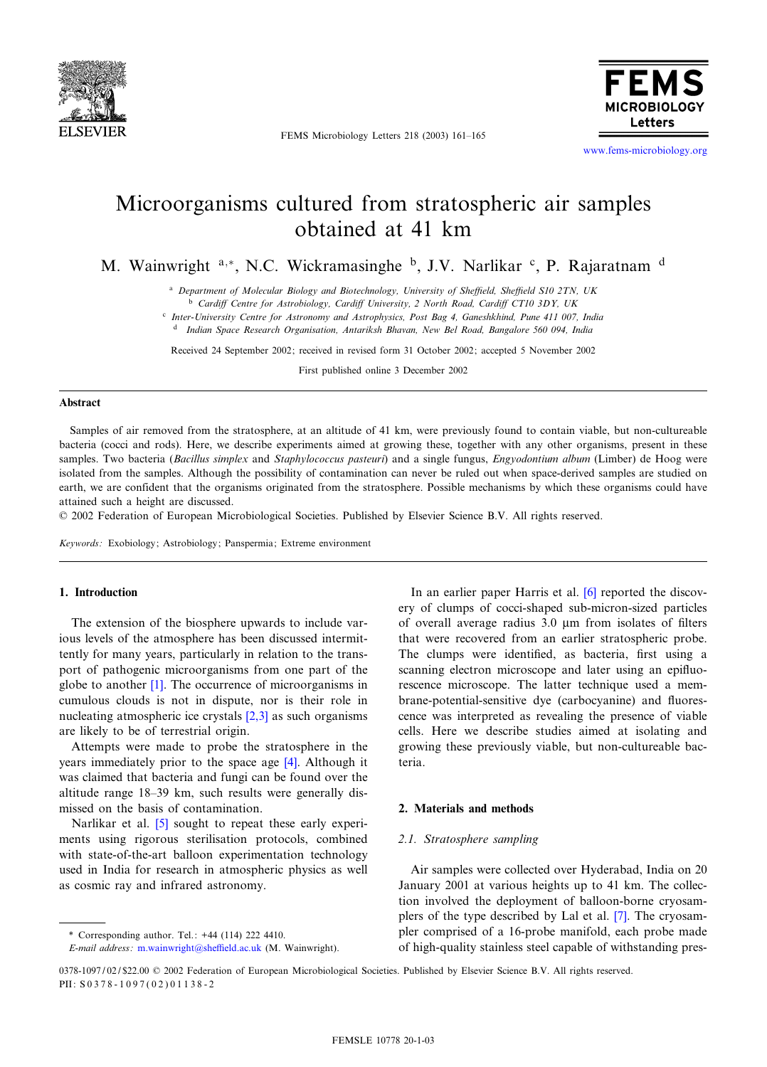# Microorganisms cultured from stratospheric air samples obtained at 41 km

M. Wainwright [a,*], N.C. Wickramasinghe [b], J.V. Narlikar [c], P. Rajaratnam [d]

[a] Department of Molecular Biology and Biotechnology, University of Sheffield, Sheffield S10 2TN, UK
[b] Cardiff Centre for Astrobiology, Cardiff University, 2 North Road, Cardiff CT10 3DY, UK
[c] Inter-University Centre for Astronomy and Astrophysics, Post Bag 4, Ganeshkhind, Pune 411 007, India
[d] Indian Space Research Organisation, Antariksh Bhavan, New Bel Road, Bangalore 560 094, India

Received 24 September 2002; received in revised form 31 October 2002; accepted 5 November 2002

First published online 3 December 2002

## Abstract

Samples of air removed from the stratosphere, at an altitude of 41 km, were previously found to contain viable, but non-cultureable bacteria (cocci and rods). Here, we describe experiments aimed at growing these, together with any other organisms, present in these samples. Two bacteria (*Bacillus simplex* and *Staphylococcus pasteuri*) and a single fungus, *Engyodontium album* (Limber) de Hoog were isolated from the samples. Although the possibility of contamination can never be ruled out when space-derived samples are studied on earth, we are confident that the organisms originated from the stratosphere. Possible mechanisms by which these organisms could have attained such a height are discussed.

© 2002 Federation of European Microbiological Societies. Published by Elsevier Science B.V. All rights reserved.

*Keywords:* Exobiology; Astrobiology; Panspermia; Extreme environment

## 1. Introduction

The extension of the biosphere upwards to include various levels of the atmosphere has been discussed intermittently for many years, particularly in relation to the transport of pathogenic microorganisms from one part of the globe to another [1]. The occurrence of microorganisms in cumulous clouds is not in dispute, nor is their role in nucleating atmospheric ice crystals [2,3] as such organisms are likely to be of terrestrial origin.

Attempts were made to probe the stratosphere in the years immediately prior to the space age [4]. Although it was claimed that bacteria and fungi can be found over the altitude range 18–39 km, such results were generally dismissed on the basis of contamination.

Narlikar et al. [5] sought to repeat these early experiments using rigorous sterilisation protocols, combined with state-of-the-art balloon experimentation technology used in India for research in atmospheric physics as well as cosmic ray and infrared astronomy.

In an earlier paper Harris et al. [6] reported the discovery of clumps of cocci-shaped sub-micron-sized particles of overall average radius 3.0 μm from isolates of filters that were recovered from an earlier stratospheric probe. The clumps were identified, as bacteria, first using a scanning electron microscope and later using an epifluorescence microscope. The latter technique used a membrane-potential-sensitive dye (carbocyanine) and fluorescence was interpreted as revealing the presence of viable cells. Here we describe studies aimed at isolating and growing these previously viable, but non-cultureable bacteria.

## 2. Materials and methods

### 2.1. Stratosphere sampling

Air samples were collected over Hyderabad, India on 20 January 2001 at various heights up to 41 km. The collection involved the deployment of balloon-borne cryosamplers of the type described by Lal et al. [7]. The cryosampler comprised of a 16-probe manifold, each probe made of high-quality stainless steel capable of withstanding pres-

\* Corresponding author. Tel.: +44 (114) 222 4410.
*E-mail address:* m.wainwright@sheffield.ac.uk (M. Wainwright).

0378-1097/02/$22.00 © 2002 Federation of European Microbiological Societies. Published by Elsevier Science B.V. All rights reserved.
PII: S0378-1097(02)01138-2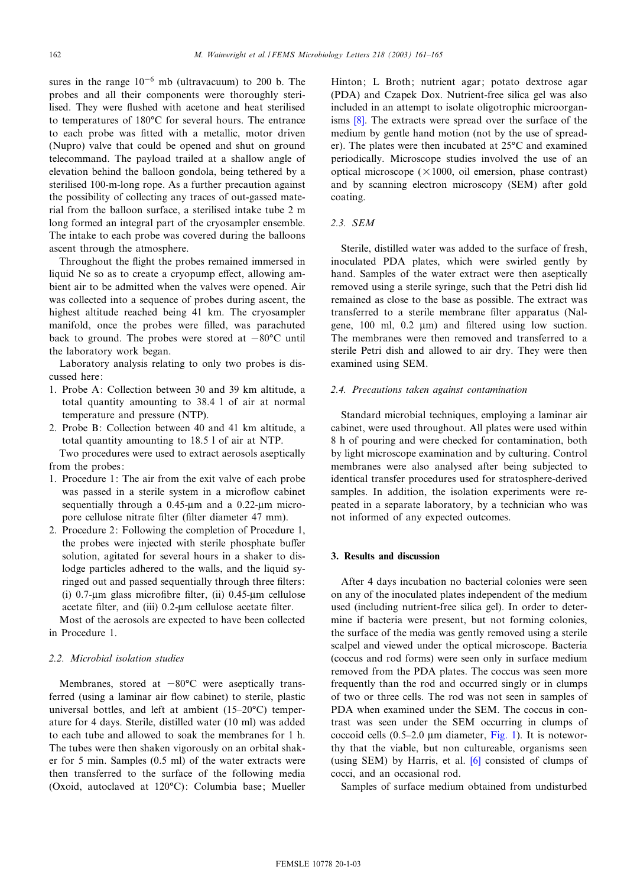sures in the range $10^{-6}$ mb (ultravacuum) to 200 b. The probes and all their components were thoroughly sterilised. They were flushed with acetone and heat sterilised to temperatures of 180°C for several hours. The entrance to each probe was fitted with a metallic, motor driven (Nupro) valve that could be opened and shut on ground telecommand. The payload trailed at a shallow angle of elevation behind the balloon gondola, being tethered by a sterilised 100-m-long rope. As a further precaution against the possibility of collecting any traces of out-gassed material from the balloon surface, a sterilised intake tube 2 m long formed an integral part of the cryosampler ensemble. The intake to each probe was covered during the balloons ascent through the atmosphere.

Throughout the flight the probes remained immersed in liquid Ne so as to create a cryopump effect, allowing ambient air to be admitted when the valves were opened. Air was collected into a sequence of probes during ascent, the highest altitude reached being 41 km. The cryosampler manifold, once the probes were filled, was parachuted back to ground. The probes were stored at −80°C until the laboratory work began.

Laboratory analysis relating to only two probes is discussed here:

1. Probe A: Collection between 30 and 39 km altitude, a total quantity amounting to 38.4 l of air at normal temperature and pressure (NTP).
2. Probe B: Collection between 40 and 41 km altitude, a total quantity amounting to 18.5 l of air at NTP.

Two procedures were used to extract aerosols aseptically from the probes:

1. Procedure 1: The air from the exit valve of each probe was passed in a sterile system in a microflow cabinet sequentially through a 0.45-μm and a 0.22-μm micropore cellulose nitrate filter (filter diameter 47 mm).
2. Procedure 2: Following the completion of Procedure 1, the probes were injected with sterile phosphate buffer solution, agitated for several hours in a shaker to dislodge particles adhered to the walls, and the liquid syringed out and passed sequentially through three filters: (i) 0.7-μm glass microfibre filter, (ii) 0.45-μm cellulose acetate filter, and (iii) 0.2-μm cellulose acetate filter.

Most of the aerosols are expected to have been collected in Procedure 1.

### 2.2. Microbial isolation studies

Membranes, stored at −80°C were aseptically transferred (using a laminar air flow cabinet) to sterile, plastic universal bottles, and left at ambient (15–20°C) temperature for 4 days. Sterile, distilled water (10 ml) was added to each tube and allowed to soak the membranes for 1 h. The tubes were then shaken vigorously on an orbital shaker for 5 min. Samples (0.5 ml) of the water extracts were then transferred to the surface of the following media (Oxoid, autoclaved at 120°C): Columbia base; Mueller Hinton; L Broth; nutrient agar; potato dextrose agar (PDA) and Czapek Dox. Nutrient-free silica gel was also included in an attempt to isolate oligotrophic microorganisms [8]. The extracts were spread over the surface of the medium by gentle hand motion (not by the use of spreader). The plates were then incubated at 25°C and examined periodically. Microscope studies involved the use of an optical microscope (×1000, oil emersion, phase contrast) and by scanning electron microscopy (SEM) after gold coating.

### 2.3. SEM

Sterile, distilled water was added to the surface of fresh, inoculated PDA plates, which were swirled gently by hand. Samples of the water extract were then aseptically removed using a sterile syringe, such that the Petri dish lid remained as close to the base as possible. The extract was transferred to a sterile membrane filter apparatus (Nalgene, 100 ml, 0.2 μm) and filtered using low suction. The membranes were then removed and transferred to a sterile Petri dish and allowed to air dry. They were then examined using SEM.

### 2.4. Precautions taken against contamination

Standard microbial techniques, employing a laminar air cabinet, were used throughout. All plates were used within 8 h of pouring and were checked for contamination, both by light microscope examination and by culturing. Control membranes were also analysed after being subjected to identical transfer procedures used for stratosphere-derived samples. In addition, the isolation experiments were repeated in a separate laboratory, by a technician who was not informed of any expected outcomes.

## 3. Results and discussion

After 4 days incubation no bacterial colonies were seen on any of the inoculated plates independent of the medium used (including nutrient-free silica gel). In order to determine if bacteria were present, but not forming colonies, the surface of the media was gently removed using a sterile scalpel and viewed under the optical microscope. Bacteria (coccus and rod forms) were seen only in surface medium removed from the PDA plates. The coccus was seen more frequently than the rod and occurred singly or in clumps of two or three cells. The rod was not seen in samples of PDA when examined under the SEM. The coccus in contrast was seen under the SEM occurring in clumps of coccoid cells (0.5–2.0 μm diameter, Fig. 1). It is noteworthy that the viable, but non cultureable, organisms seen (using SEM) by Harris, et al. [6] consisted of clumps of cocci, and an occasional rod.

Samples of surface medium obtained from undisturbed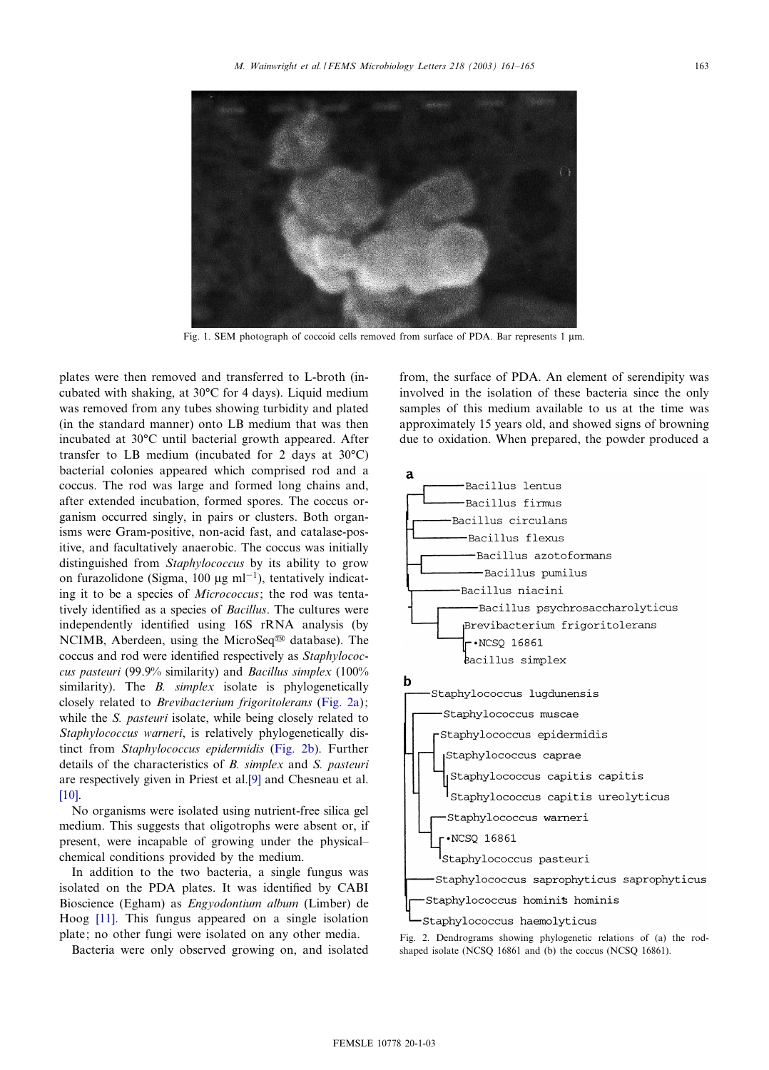Fig. 1. SEM photograph of coccoid cells removed from surface of PDA. Bar represents 1 μm.

plates were then removed and transferred to L-broth (incubated with shaking, at 30°C for 4 days). Liquid medium was removed from any tubes showing turbidity and plated (in the standard manner) onto LB medium that was then incubated at 30°C until bacterial growth appeared. After transfer to LB medium (incubated for 2 days at 30°C) bacterial colonies appeared which comprised rod and a coccus. The rod was large and formed long chains and, after extended incubation, formed spores. The coccus organism occurred singly, in pairs or clusters. Both organisms were Gram-positive, non-acid fast, and catalase-positive, and facultatively anaerobic. The coccus was initially distinguished from *Staphylococcus* by its ability to grow on furazolidone (Sigma, 100 μg $ml^{-1}$), tentatively indicating it to be a species of *Micrococcus*; the rod was tentatively identified as a species of *Bacillus*. The cultures were independently identified using 16S rRNA analysis (by NCIMB, Aberdeen, using the MicroSeq™ database). The coccus and rod were identified respectively as *Staphylococcus pasteuri* (99.9% similarity) and *Bacillus simplex* (100% similarity). The *B. simplex* isolate is phylogenetically closely related to *Brevibacterium frigoritolerans* (Fig. 2a); while the *S. pasteuri* isolate, while being closely related to *Staphylococcus warneri*, is relatively phylogenetically distinct from *Staphylococcus epidermidis* (Fig. 2b). Further details of the characteristics of *B. simplex* and *S. pasteuri* are respectively given in Priest et al.[9] and Chesneau et al. [10].

No organisms were isolated using nutrient-free silica gel medium. This suggests that oligotrophs were absent or, if present, were incapable of growing under the physical–chemical conditions provided by the medium.

In addition to the two bacteria, a single fungus was isolated on the PDA plates. It was identified by CABI Bioscience (Egham) as *Engyodontium album* (Limber) de Hoog [11]. This fungus appeared on a single isolation plate; no other fungi were isolated on any other media.

Bacteria were only observed growing on, and isolated from, the surface of PDA. An element of serendipity was involved in the isolation of these bacteria since the only samples of this medium available to us at the time was approximately 15 years old, and showed signs of browning due to oxidation. When prepared, the powder produced a

Fig. 2. Dendrograms showing phylogenetic relations of (a) the rod-shaped isolate (NCSQ 16861 and (b) the coccus (NCSQ 16861).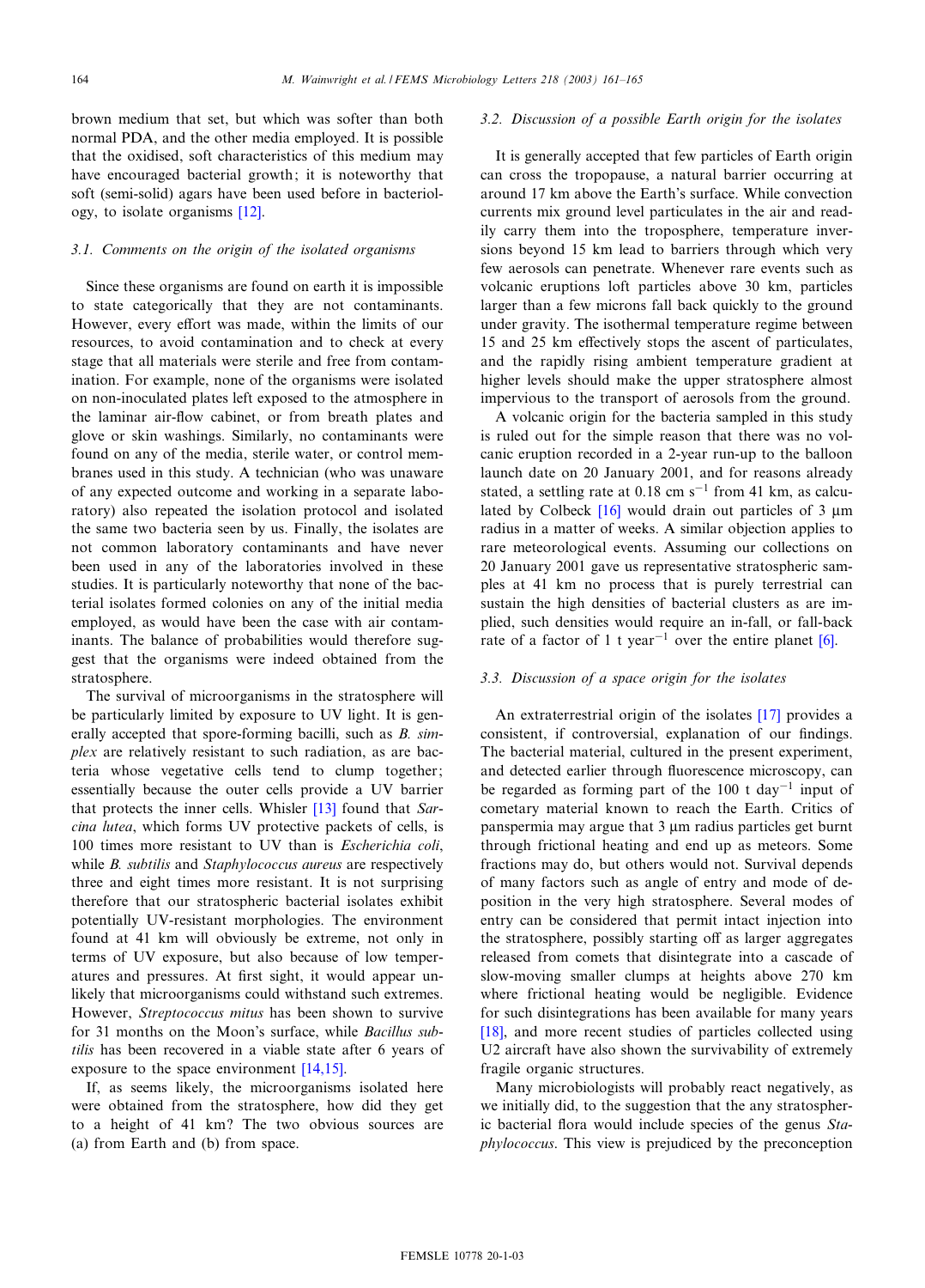brown medium that set, but which was softer than both normal PDA, and the other media employed. It is possible that the oxidised, soft characteristics of this medium may have encouraged bacterial growth; it is noteworthy that soft (semi-solid) agars have been used before in bacteriology, to isolate organisms [12].

### 3.1. Comments on the origin of the isolated organisms

Since these organisms are found on earth it is impossible to state categorically that they are not contaminants. However, every effort was made, within the limits of our resources, to avoid contamination and to check at every stage that all materials were sterile and free from contamination. For example, none of the organisms were isolated on non-inoculated plates left exposed to the atmosphere in the laminar air-flow cabinet, or from breath plates and glove or skin washings. Similarly, no contaminants were found on any of the media, sterile water, or control membranes used in this study. A technician (who was unaware of any expected outcome and working in a separate laboratory) also repeated the isolation protocol and isolated the same two bacteria seen by us. Finally, the isolates are not common laboratory contaminants and have never been used in any of the laboratories involved in these studies. It is particularly noteworthy that none of the bacterial isolates formed colonies on any of the initial media employed, as would have been the case with air contaminants. The balance of probabilities would therefore suggest that the organisms were indeed obtained from the stratosphere.

The survival of microorganisms in the stratosphere will be particularly limited by exposure to UV light. It is generally accepted that spore-forming bacilli, such as *B. simplex* are relatively resistant to such radiation, as are bacteria whose vegetative cells tend to clump together; essentially because the outer cells provide a UV barrier that protects the inner cells. Whisler [13] found that *Sarcina lutea*, which forms UV protective packets of cells, is 100 times more resistant to UV than is *Escherichia coli*, while *B. subtilis* and *Staphylococcus aureus* are respectively three and eight times more resistant. It is not surprising therefore that our stratospheric bacterial isolates exhibit potentially UV-resistant morphologies. The environment found at 41 km will obviously be extreme, not only in terms of UV exposure, but also because of low temperatures and pressures. At first sight, it would appear unlikely that microorganisms could withstand such extremes. However, *Streptococcus mitus* has been shown to survive for 31 months on the Moon's surface, while *Bacillus subtilis* has been recovered in a viable state after 6 years of exposure to the space environment [14,15].

If, as seems likely, the microorganisms isolated here were obtained from the stratosphere, how did they get to a height of 41 km? The two obvious sources are (a) from Earth and (b) from space.

### 3.2. Discussion of a possible Earth origin for the isolates

It is generally accepted that few particles of Earth origin can cross the tropopause, a natural barrier occurring at around 17 km above the Earth's surface. While convection currents mix ground level particulates in the air and readily carry them into the troposphere, temperature inversions beyond 15 km lead to barriers through which very few aerosols can penetrate. Whenever rare events such as volcanic eruptions loft particles above 30 km, particles larger than a few microns fall back quickly to the ground under gravity. The isothermal temperature regime between 15 and 25 km effectively stops the ascent of particulates, and the rapidly rising ambient temperature gradient at higher levels should make the upper stratosphere almost impervious to the transport of aerosols from the ground.

A volcanic origin for the bacteria sampled in this study is ruled out for the simple reason that there was no volcanic eruption recorded in a 2-year run-up to the balloon launch date on 20 January 2001, and for reasons already stated, a settling rate at 0.18 cm $s^{-1}$ from 41 km, as calculated by Colbeck [16] would drain out particles of 3 μm radius in a matter of weeks. A similar objection applies to rare meteorological events. Assuming our collections on 20 January 2001 gave us representative stratospheric samples at 41 km no process that is purely terrestrial can sustain the high densities of bacterial clusters as are implied, such densities would require an in-fall, or fall-back rate of a factor of 1 t $year^{-1}$ over the entire planet [6].

### 3.3. Discussion of a space origin for the isolates

An extraterrestrial origin of the isolates [17] provides a consistent, if controversial, explanation of our findings. The bacterial material, cultured in the present experiment, and detected earlier through fluorescence microscopy, can be regarded as forming part of the 100 t $day^{-1}$ input of cometary material known to reach the Earth. Critics of panspermia may argue that 3 μm radius particles get burnt through frictional heating and end up as meteors. Some fractions may do, but others would not. Survival depends of many factors such as angle of entry and mode of deposition in the very high stratosphere. Several modes of entry can be considered that permit intact injection into the stratosphere, possibly starting off as larger aggregates released from comets that disintegrate into a cascade of slow-moving smaller clumps at heights above 270 km where frictional heating would be negligible. Evidence for such disintegrations has been available for many years [18], and more recent studies of particles collected using U2 aircraft have also shown the survivability of extremely fragile organic structures.

Many microbiologists will probably react negatively, as we initially did, to the suggestion that the any stratospheric bacterial flora would include species of the genus *Staphylococcus*. This view is prejudiced by the preconception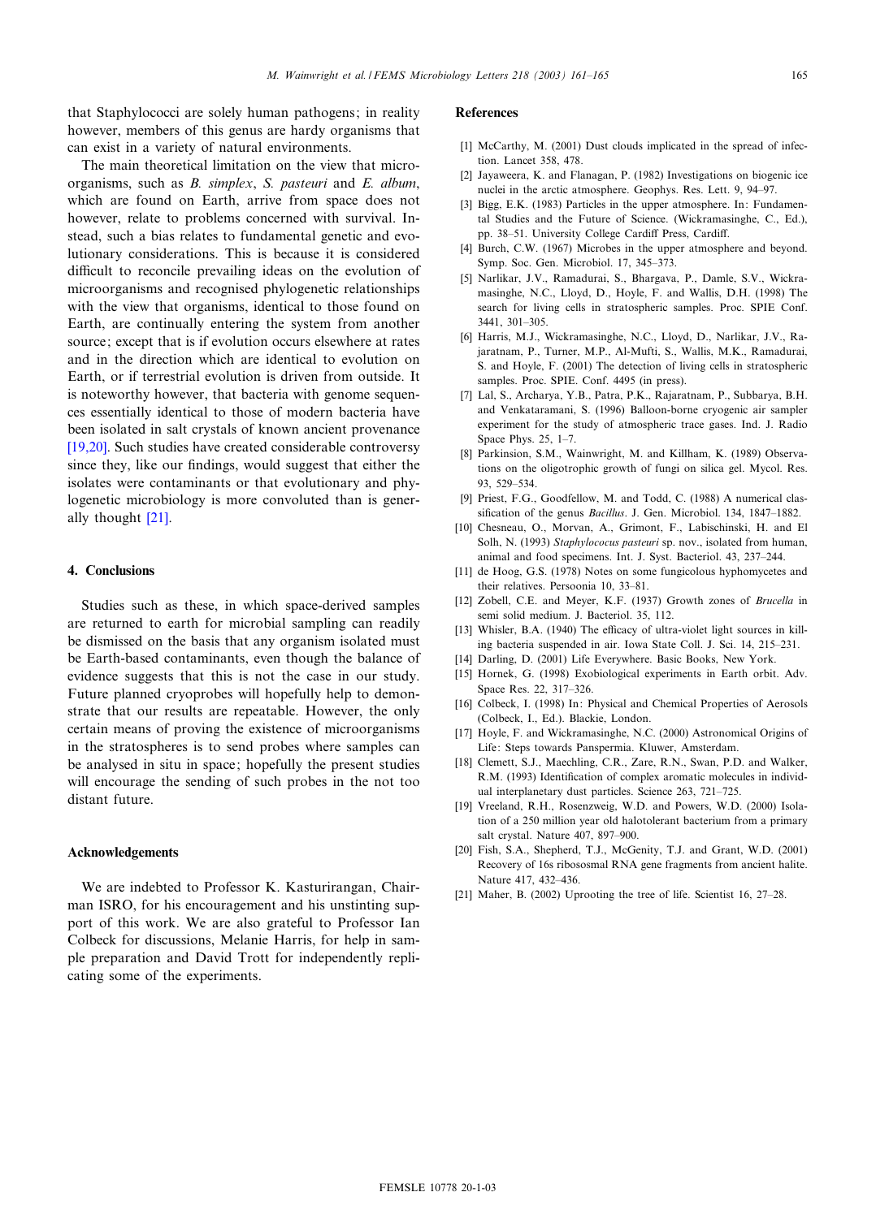that Staphylococci are solely human pathogens; in reality however, members of this genus are hardy organisms that can exist in a variety of natural environments.

The main theoretical limitation on the view that microorganisms, such as *B. simplex*, *S. pasteuri* and *E. album*, which are found on Earth, arrive from space does not however, relate to problems concerned with survival. Instead, such a bias relates to fundamental genetic and evolutionary considerations. This is because it is considered difficult to reconcile prevailing ideas on the evolution of microorganisms and recognised phylogenetic relationships with the view that organisms, identical to those found on Earth, are continually entering the system from another source; except that is if evolution occurs elsewhere at rates and in the direction which are identical to evolution on Earth, or if terrestrial evolution is driven from outside. It is noteworthy however, that bacteria with genome sequences essentially identical to those of modern bacteria have been isolated in salt crystals of known ancient provenance [19,20]. Such studies have created considerable controversy since they, like our findings, would suggest that either the isolates were contaminants or that evolutionary and phylogenetic microbiology is more convoluted than is generally thought [21].

## 4. Conclusions

Studies such as these, in which space-derived samples are returned to earth for microbial sampling can readily be dismissed on the basis that any organism isolated must be Earth-based contaminants, even though the balance of evidence suggests that this is not the case in our study. Future planned cryoprobes will hopefully help to demonstrate that our results are repeatable. However, the only certain means of proving the existence of microorganisms in the stratospheres is to send probes where samples can be analysed in situ in space; hopefully the present studies will encourage the sending of such probes in the not too distant future.

## Acknowledgements

We are indebted to Professor K. Kasturirangan, Chairman ISRO, for his encouragement and his unstinting support of this work. We are also grateful to Professor Ian Colbeck for discussions, Melanie Harris, for help in sample preparation and David Trott for independently replicating some of the experiments.

## References

[1] McCarthy, M. (2001) Dust clouds implicated in the spread of infection. Lancet 358, 478.

[2] Jayaweera, K. and Flanagan, P. (1982) Investigations on biogenic ice nuclei in the arctic atmosphere. Geophys. Res. Lett. 9, 94–97.

[3] Bigg, E.K. (1983) Particles in the upper atmosphere. In: Fundamental Studies and the Future of Science. (Wickramasinghe, C., Ed.), pp. 38–51. University College Cardiff Press, Cardiff.

[4] Burch, C.W. (1967) Microbes in the upper atmosphere and beyond. Symp. Soc. Gen. Microbiol. 17, 345–373.

[5] Narlikar, J.V., Ramadurai, S., Bhargava, P., Damle, S.V., Wickramasinghe, N.C., Lloyd, D., Hoyle, F. and Wallis, D.H. (1998) The search for living cells in stratospheric samples. Proc. SPIE Conf. 3441, 301–305.

[6] Harris, M.J., Wickramasinghe, N.C., Lloyd, D., Narlikar, J.V., Rajaratnam, P., Turner, M.P., Al-Mufti, S., Wallis, M.K., Ramadurai, S. and Hoyle, F. (2001) The detection of living cells in stratospheric samples. Proc. SPIE. Conf. 4495 (in press).

[7] Lal, S., Archarya, Y.B., Patra, P.K., Rajaratnam, P., Subbarya, B.H. and Venkataramani, S. (1996) Balloon-borne cryogenic air sampler experiment for the study of atmospheric trace gases. Ind. J. Radio Space Phys. 25, 1–7.

[8] Parkinsion, S.M., Wainwright, M. and Killham, K. (1989) Observations on the oligotrophic growth of fungi on silica gel. Mycol. Res. 93, 529–534.

[9] Priest, F.G., Goodfellow, M. and Todd, C. (1988) A numerical classification of the genus *Bacillus*. J. Gen. Microbiol. 134, 1847–1882.

[10] Chesneau, O., Morvan, A., Grimont, F., Labischinski, H. and El Solh, N. (1993) *Staphylococus pasteuri* sp. nov., isolated from human, animal and food specimens. Int. J. Syst. Bacteriol. 43, 237–244.

[11] de Hoog, G.S. (1978) Notes on some fungicolous hyphomycetes and their relatives. Persoonia 10, 33–81.

[12] Zobell, C.E. and Meyer, K.F. (1937) Growth zones of *Brucella* in semi solid medium. J. Bacteriol. 35, 112.

[13] Whisler, B.A. (1940) The efficacy of ultra-violet light sources in killing bacteria suspended in air. Iowa State Coll. J. Sci. 14, 215–231.

[14] Darling, D. (2001) Life Everywhere. Basic Books, New York.

[15] Hornek, G. (1998) Exobiological experiments in Earth orbit. Adv. Space Res. 22, 317–326.

[16] Colbeck, I. (1998) In: Physical and Chemical Properties of Aerosols (Colbeck, I., Ed.). Blackie, London.

[17] Hoyle, F. and Wickramasinghe, N.C. (2000) Astronomical Origins of Life: Steps towards Panspermia. Kluwer, Amsterdam.

[18] Clemett, S.J., Maechling, C.R., Zare, R.N., Swan, P.D. and Walker, R.M. (1993) Identification of complex aromatic molecules in individual interplanetary dust particles. Science 263, 721–725.

[19] Vreeland, R.H., Rosenzweig, W.D. and Powers, W.D. (2000) Isolation of a 250 million year old halotolerant bacterium from a primary salt crystal. Nature 407, 897–900.

[20] Fish, S.A., Shepherd, T.J., McGenity, T.J. and Grant, W.D. (2001) Recovery of 16s ribososmal RNA gene fragments from ancient halite. Nature 417, 432–436.

[21] Maher, B. (2002) Uprooting the tree of life. Scientist 16, 27–28.